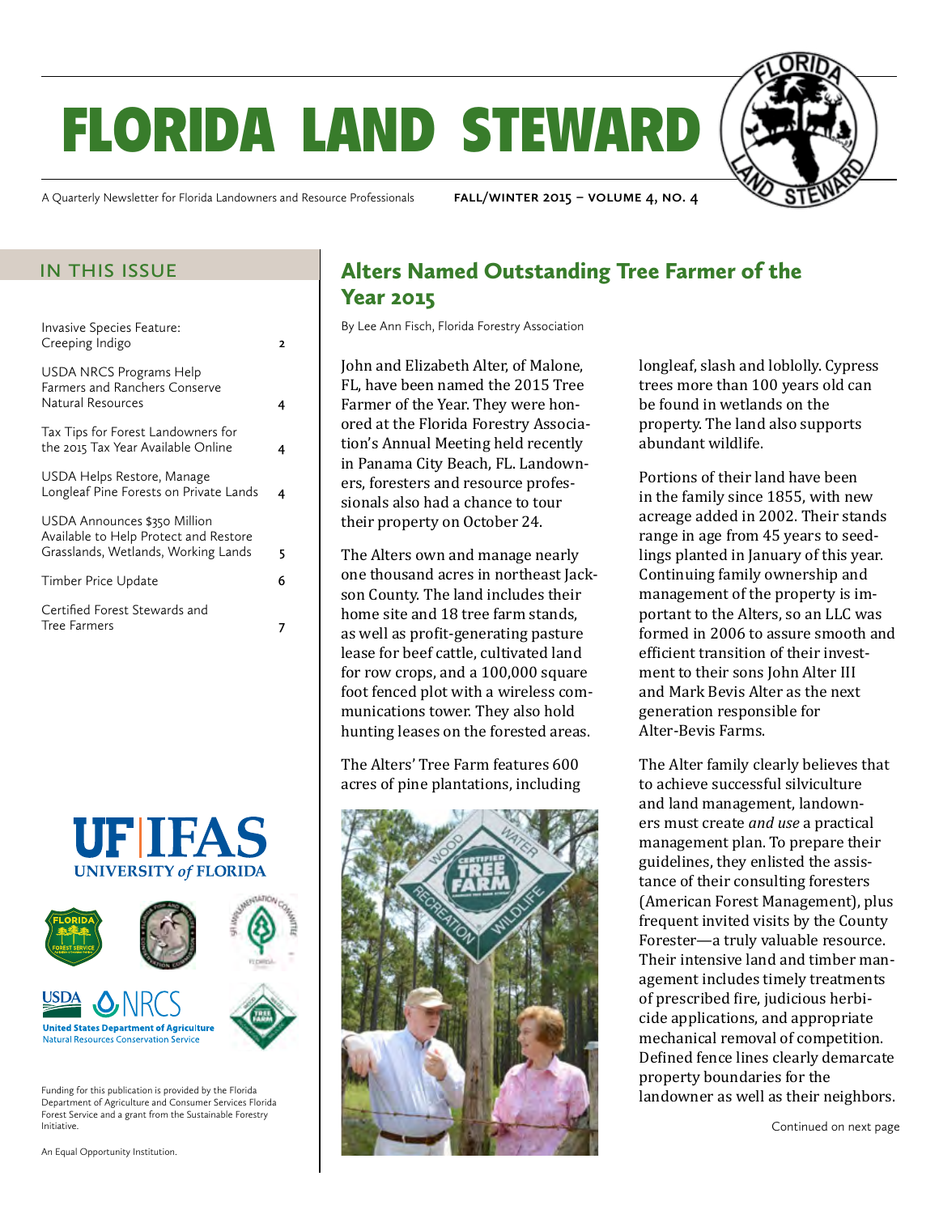# FLORIDA LAND STEWARD

A Quarterly Newsletter for Florida Landowners and Resource Professionals

FALL/WINTER 2015 – VOLUME 4, NO. 4

## IN THIS ISSUE

| | |
|---|---|
| Invasive Species Feature: Creeping Indigo | 2 |
| USDA NRCS Programs Help Farmers and Ranchers Conserve Natural Resources | 4 |
| Tax Tips for Forest Landowners for the 2015 Tax Year Available Online | 4 |
| USDA Helps Restore, Manage Longleaf Pine Forests on Private Lands | 4 |
| USDA Announces $350 Million Available to Help Protect and Restore Grasslands, Wetlands, Working Lands | 5 |
| Timber Price Update | 6 |
| Certified Forest Stewards and Tree Farmers | 7 |

Funding for this publication is provided by the Florida Department of Agriculture and Consumer Services Florida Forest Service and a grant from the Sustainable Forestry Initiative.

An Equal Opportunity Institution.

## Alters Named Outstanding Tree Farmer of the Year 2015

By Lee Ann Fisch, Florida Forestry Association

John and Elizabeth Alter, of Malone, FL, have been named the 2015 Tree Farmer of the Year. They were honored at the Florida Forestry Association's Annual Meeting held recently in Panama City Beach, FL. Landowners, foresters and resource professionals also had a chance to tour their property on October 24.

The Alters own and manage nearly one thousand acres in northeast Jackson County. The land includes their home site and 18 tree farm stands, as well as profit-generating pasture lease for beef cattle, cultivated land for row crops, and a 100,000 square foot fenced plot with a wireless communications tower. They also hold hunting leases on the forested areas.

The Alters' Tree Farm features 600 acres of pine plantations, including longleaf, slash and loblolly. Cypress trees more than 100 years old can be found in wetlands on the property. The land also supports abundant wildlife.

Portions of their land have been in the family since 1855, with new acreage added in 2002. Their stands range in age from 45 years to seedlings planted in January of this year. Continuing family ownership and management of the property is important to the Alters, so an LLC was formed in 2006 to assure smooth and efficient transition of their investment to their sons John Alter III and Mark Bevis Alter as the next generation responsible for Alter-Bevis Farms.

The Alter family clearly believes that to achieve successful silviculture and land management, landowners must create *and use* a practical management plan. To prepare their guidelines, they enlisted the assistance of their consulting foresters (American Forest Management), plus frequent invited visits by the County Forester—a truly valuable resource. Their intensive land and timber management includes timely treatments of prescribed fire, judicious herbicide applications, and appropriate mechanical removal of competition. Defined fence lines clearly demarcate property boundaries for the landowner as well as their neighbors.

Continued on next page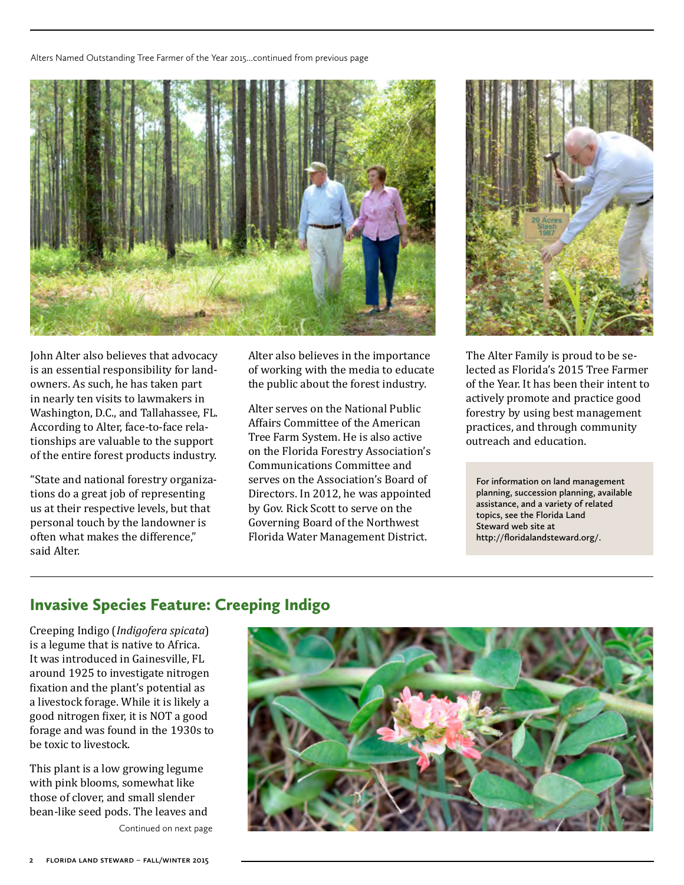Alters Named Outstanding Tree Farmer of the Year 2015...continued from previous page

John Alter also believes that advocacy is an essential responsibility for landowners. As such, he has taken part in nearly ten visits to lawmakers in Washington, D.C., and Tallahassee, FL. According to Alter, face-to-face relationships are valuable to the support of the entire forest products industry.

"State and national forestry organizations do a great job of representing us at their respective levels, but that personal touch by the landowner is often what makes the difference," said Alter.

Alter also believes in the importance of working with the media to educate the public about the forest industry.

Alter serves on the National Public Affairs Committee of the American Tree Farm System. He is also active on the Florida Forestry Association's Communications Committee and serves on the Association's Board of Directors. In 2012, he was appointed by Gov. Rick Scott to serve on the Governing Board of the Northwest Florida Water Management District.

The Alter Family is proud to be selected as Florida's 2015 Tree Farmer of the Year. It has been their intent to actively promote and practice good forestry by using best management practices, and through community outreach and education.

For information on land management planning, succession planning, available assistance, and a variety of related topics, see the Florida Land Steward web site at http://floridalandsteward.org/.

## Invasive Species Feature: Creeping Indigo

Creeping Indigo (*Indigofera spicata*) is a legume that is native to Africa. It was introduced in Gainesville, FL around 1925 to investigate nitrogen fixation and the plant's potential as a livestock forage. While it is likely a good nitrogen fixer, it is NOT a good forage and was found in the 1930s to be toxic to livestock.

This plant is a low growing legume with pink blooms, somewhat like those of clover, and small slender bean-like seed pods. The leaves and

Continued on next page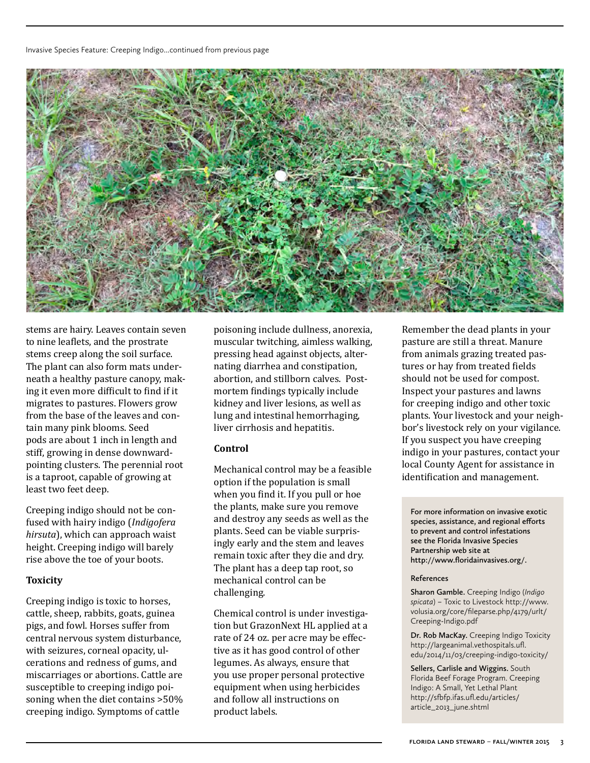stems are hairy. Leaves contain seven to nine leaflets, and the prostrate stems creep along the soil surface. The plant can also form mats underneath a healthy pasture canopy, making it even more difficult to find if it migrates to pastures. Flowers grow from the base of the leaves and contain many pink blooms. Seed pods are about 1 inch in length and stiff, growing in dense downward-pointing clusters. The perennial root is a taproot, capable of growing at least two feet deep.

Creeping indigo should not be confused with hairy indigo (*Indigofera hirsuta*), which can approach waist height. Creeping indigo will barely rise above the toe of your boots.

**Toxicity**

Creeping indigo is toxic to horses, cattle, sheep, rabbits, goats, guinea pigs, and fowl. Horses suffer from central nervous system disturbance, with seizures, corneal opacity, ulcerations and redness of gums, and miscarriages or abortions. Cattle are susceptible to creeping indigo poisoning when the diet contains >50% creeping indigo. Symptoms of cattle poisoning include dullness, anorexia, muscular twitching, aimless walking, pressing head against objects, alternating diarrhea and constipation, abortion, and stillborn calves. Post-mortem findings typically include kidney and liver lesions, as well as lung and intestinal hemorrhaging, liver cirrhosis and hepatitis.

**Control**

Mechanical control may be a feasible option if the population is small when you find it. If you pull or hoe the plants, make sure you remove and destroy any seeds as well as the plants. Seed can be viable surprisingly early and the stem and leaves remain toxic after they die and dry. The plant has a deep tap root, so mechanical control can be challenging.

Chemical control is under investigation but GrazonNext HL applied at a rate of 24 oz. per acre may be effective as it has good control of other legumes. As always, ensure that you use proper personal protective equipment when using herbicides and follow all instructions on product labels.

Remember the dead plants in your pasture are still a threat. Manure from animals grazing treated pastures or hay from treated fields should not be used for compost. Inspect your pastures and lawns for creeping indigo and other toxic plants. Your livestock and your neighbor's livestock rely on your vigilance. If you suspect you have creeping indigo in your pastures, contact your local County Agent for assistance in identification and management.

For more information on invasive exotic species, assistance, and regional efforts to prevent and control infestations see the Florida Invasive Species Partnership web site at http://www.floridainvasives.org/.

References

Sharon Gamble. Creeping Indigo (*Indigo spicata*) – Toxic to Livestock http://www.volusia.org/core/fileparse.php/4179/urlt/Creeping-Indigo.pdf

Dr. Rob MacKay. Creeping Indigo Toxicity http://largeanimal.vethospitals.ufl.edu/2014/11/03/creeping-indigo-toxicity/

Sellers, Carlisle and Wiggins. South Florida Beef Forage Program. Creeping Indigo: A Small, Yet Lethal Plant http://sfbfp.ifas.ufl.edu/articles/article_2013_june.shtml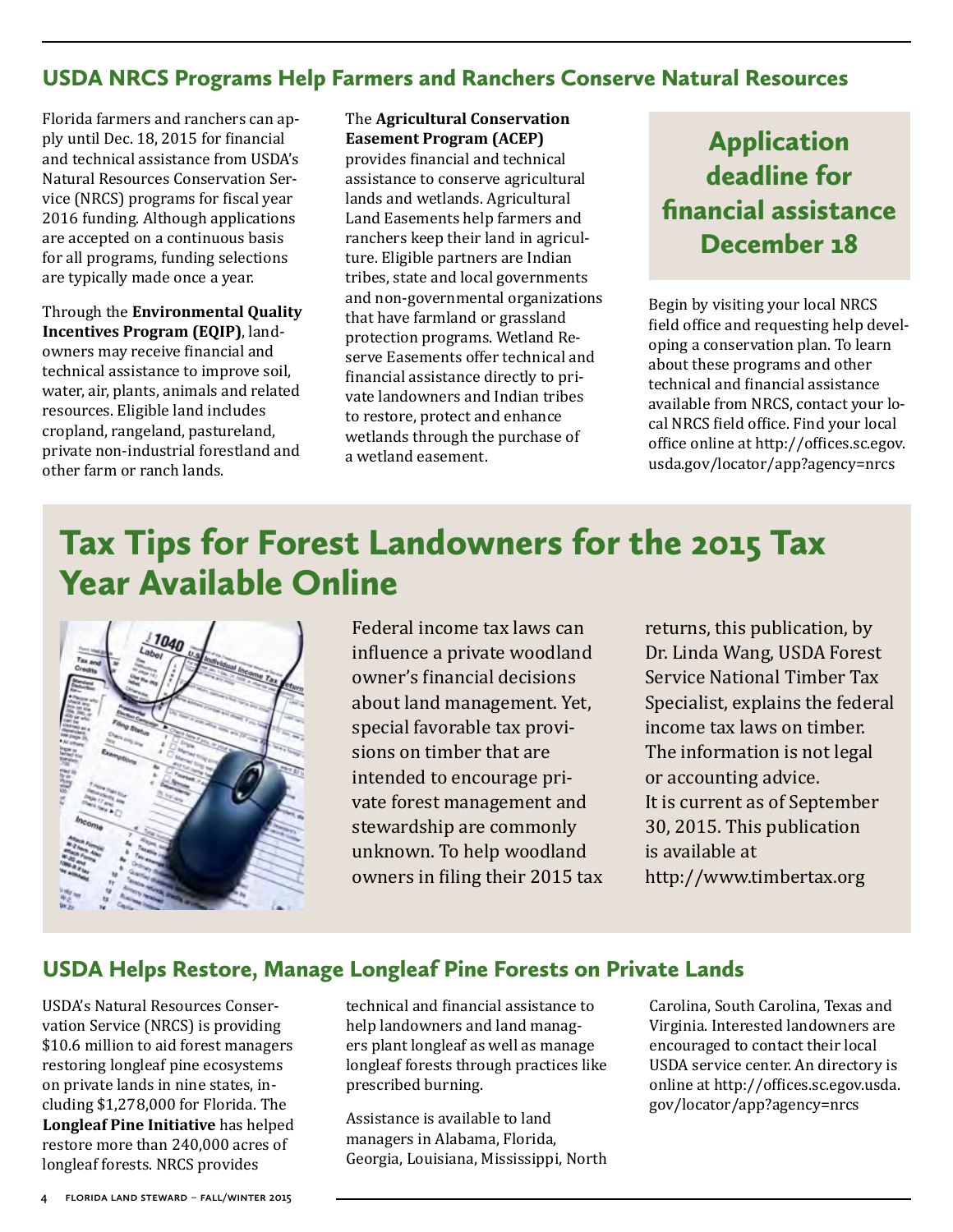## USDA NRCS Programs Help Farmers and Ranchers Conserve Natural Resources

Florida farmers and ranchers can apply until Dec. 18, 2015 for financial and technical assistance from USDA's Natural Resources Conservation Service (NRCS) programs for fiscal year 2016 funding. Although applications are accepted on a continuous basis for all programs, funding selections are typically made once a year.

Through the **Environmental Quality Incentives Program (EQIP)**, landowners may receive financial and technical assistance to improve soil, water, air, plants, animals and related resources. Eligible land includes cropland, rangeland, pastureland, private non-industrial forestland and other farm or ranch lands.

The **Agricultural Conservation Easement Program (ACEP)** provides financial and technical assistance to conserve agricultural lands and wetlands. Agricultural Land Easements help farmers and ranchers keep their land in agriculture. Eligible partners are Indian tribes, state and local governments and non-governmental organizations that have farmland or grassland protection programs. Wetland Reserve Easements offer technical and financial assistance directly to private landowners and Indian tribes to restore, protect and enhance wetlands through the purchase of a wetland easement.

**Application deadline for financial assistance December 18**

Begin by visiting your local NRCS field office and requesting help developing a conservation plan. To learn about these programs and other technical and financial assistance available from NRCS, contact your local NRCS field office. Find your local office online at http://offices.sc.egov.usda.gov/locator/app?agency=nrcs

## Tax Tips for Forest Landowners for the 2015 Tax Year Available Online

Federal income tax laws can influence a private woodland owner's financial decisions about land management. Yet, special favorable tax provisions on timber that are intended to encourage private forest management and stewardship are commonly unknown. To help woodland owners in filing their 2015 tax returns, this publication, by Dr. Linda Wang, USDA Forest Service National Timber Tax Specialist, explains the federal income tax laws on timber. The information is not legal or accounting advice. It is current as of September 30, 2015. This publication is available at http://www.timbertax.org

## USDA Helps Restore, Manage Longleaf Pine Forests on Private Lands

USDA's Natural Resources Conservation Service (NRCS) is providing $10.6 million to aid forest managers restoring longleaf pine ecosystems on private lands in nine states, including $1,278,000 for Florida. The **Longleaf Pine Initiative** has helped restore more than 240,000 acres of longleaf forests. NRCS provides technical and financial assistance to help landowners and land managers plant longleaf as well as manage longleaf forests through practices like prescribed burning.

Assistance is available to land managers in Alabama, Florida, Georgia, Louisiana, Mississippi, North Carolina, South Carolina, Texas and Virginia. Interested landowners are encouraged to contact their local USDA service center. An directory is online at http://offices.sc.egov.usda.gov/locator/app?agency=nrcs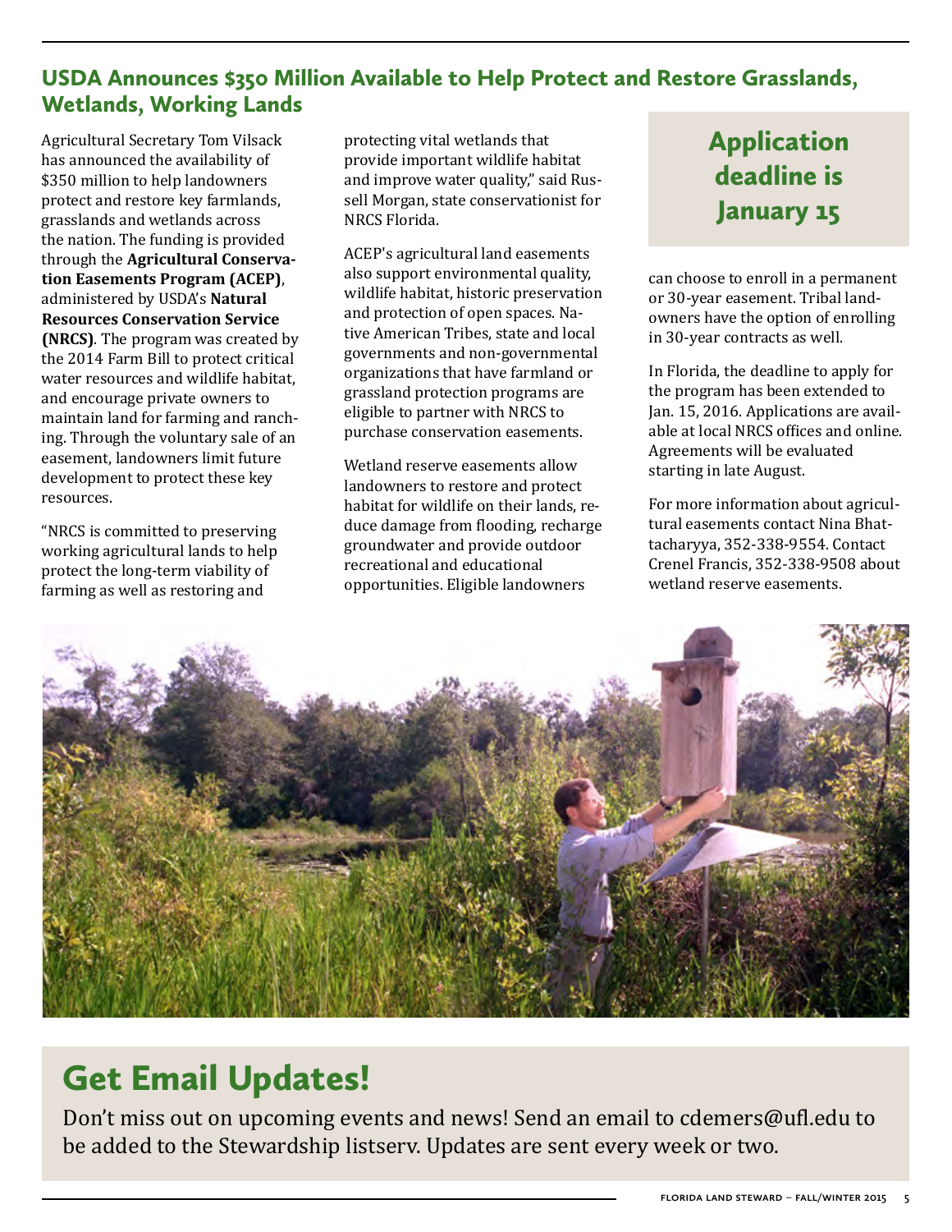## USDA Announces $350 Million Available to Help Protect and Restore Grasslands, Wetlands, Working Lands

Agricultural Secretary Tom Vilsack has announced the availability of $350 million to help landowners protect and restore key farmlands, grasslands and wetlands across the nation. The funding is provided through the **Agricultural Conservation Easements Program (ACEP)**, administered by USDA's **Natural Resources Conservation Service (NRCS)**. The program was created by the 2014 Farm Bill to protect critical water resources and wildlife habitat, and encourage private owners to maintain land for farming and ranching. Through the voluntary sale of an easement, landowners limit future development to protect these key resources.

"NRCS is committed to preserving working agricultural lands to help protect the long-term viability of farming as well as restoring and protecting vital wetlands that provide important wildlife habitat and improve water quality," said Russell Morgan, state conservationist for NRCS Florida.

ACEP's agricultural land easements also support environmental quality, wildlife habitat, historic preservation and protection of open spaces. Native American Tribes, state and local governments and non-governmental organizations that have farmland or grassland protection programs are eligible to partner with NRCS to purchase conservation easements.

Wetland reserve easements allow landowners to restore and protect habitat for wildlife on their lands, reduce damage from flooding, recharge groundwater and provide outdoor recreational and educational opportunities. Eligible landowners can choose to enroll in a permanent or 30-year easement. Tribal landowners have the option of enrolling in 30-year contracts as well.

**Application deadline is January 15**

In Florida, the deadline to apply for the program has been extended to Jan. 15, 2016. Applications are available at local NRCS offices and online. Agreements will be evaluated starting in late August.

For more information about agricultural easements contact Nina Bhattacharyya, 352-338-9554. Contact Crenel Francis, 352-338-9508 about wetland reserve easements.

# Get Email Updates!

Don't miss out on upcoming events and news! Send an email to cdemers@ufl.edu to be added to the Stewardship listserv. Updates are sent every week or two.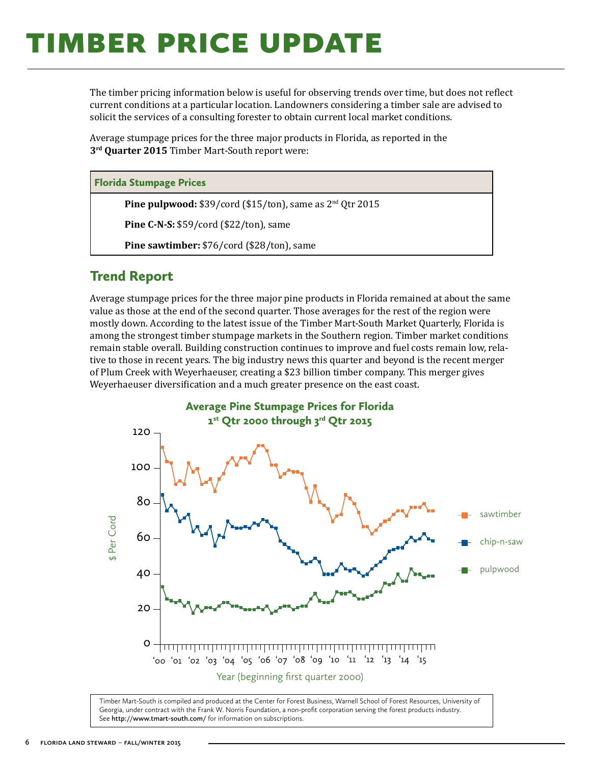# TIMBER PRICE UPDATE

The timber pricing information below is useful for observing trends over time, but does not reflect current conditions at a particular location. Landowners considering a timber sale are advised to solicit the services of a consulting forester to obtain current local market conditions.

Average stumpage prices for the three major products in Florida, as reported in the **3rd Quarter 2015** Timber Mart-South report were:

| Florida Stumpage Prices |
| --- |
| **Pine pulpwood:** $39/cord ($15/ton), same as 2nd Qtr 2015 |
| **Pine C-N-S:** $59/cord ($22/ton), same |
| **Pine sawtimber:** $76/cord ($28/ton), same |

## Trend Report

Average stumpage prices for the three major pine products in Florida remained at about the same value as those at the end of the second quarter. Those averages for the rest of the region were mostly down. According to the latest issue of the Timber Mart-South Market Quarterly, Florida is among the strongest timber stumpage markets in the Southern region. Timber market conditions remain stable overall. Building construction continues to improve and fuel costs remain low, relative to those in recent years. The big industry news this quarter and beyond is the recent merger of Plum Creek with Weyerhaeuser, creating a $23 billion timber company. This merger gives Weyerhaeuser diversification and a much greater presence on the east coast.

**Average Pine Stumpage Prices for Florida**
**1st Qtr 2000 through 3rd Qtr 2015**

Timber Mart-South is compiled and produced at the Center for Forest Business, Warnell School of Forest Resources, University of Georgia, under contract with the Frank W. Norris Foundation, a non-profit corporation serving the forest products industry. See **http://www.tmart-south.com/** for information on subscriptions.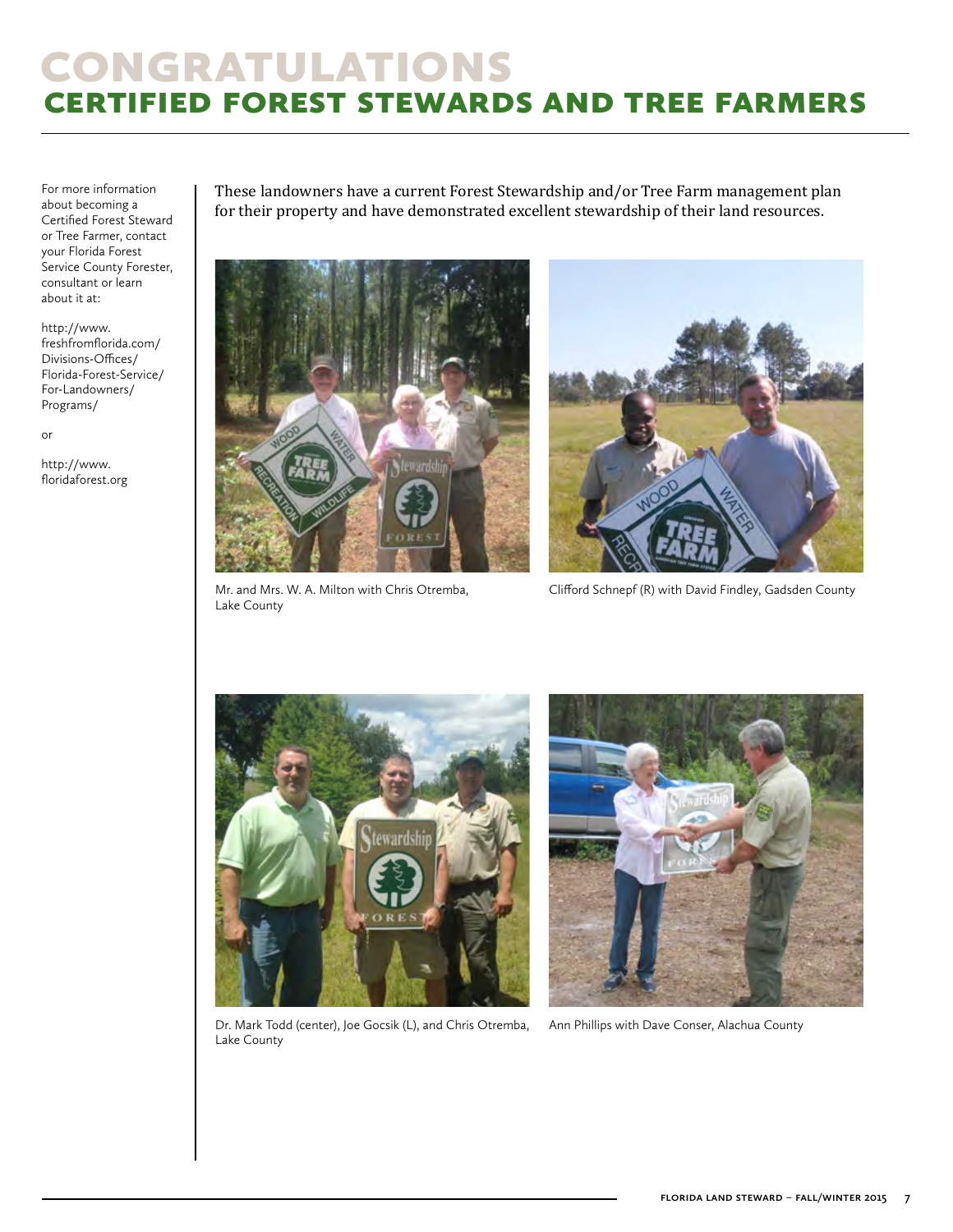# CONGRATULATIONS

## CERTIFIED FOREST STEWARDS AND TREE FARMERS

For more information about becoming a Certified Forest Steward or Tree Farmer, contact your Florida Forest Service County Forester, consultant or learn about it at:

http://www.freshfromflorida.com/Divisions-Offices/Florida-Forest-Service/For-Landowners/Programs/

or

http://www.floridaforest.org

These landowners have a current Forest Stewardship and/or Tree Farm management plan for their property and have demonstrated excellent stewardship of their land resources.

Mr. and Mrs. W. A. Milton with Chris Otremba, Lake County

Clifford Schnepf (R) with David Findley, Gadsden County

Dr. Mark Todd (center), Joe Gocsik (L), and Chris Otremba, Lake County

Ann Phillips with Dave Conser, Alachua County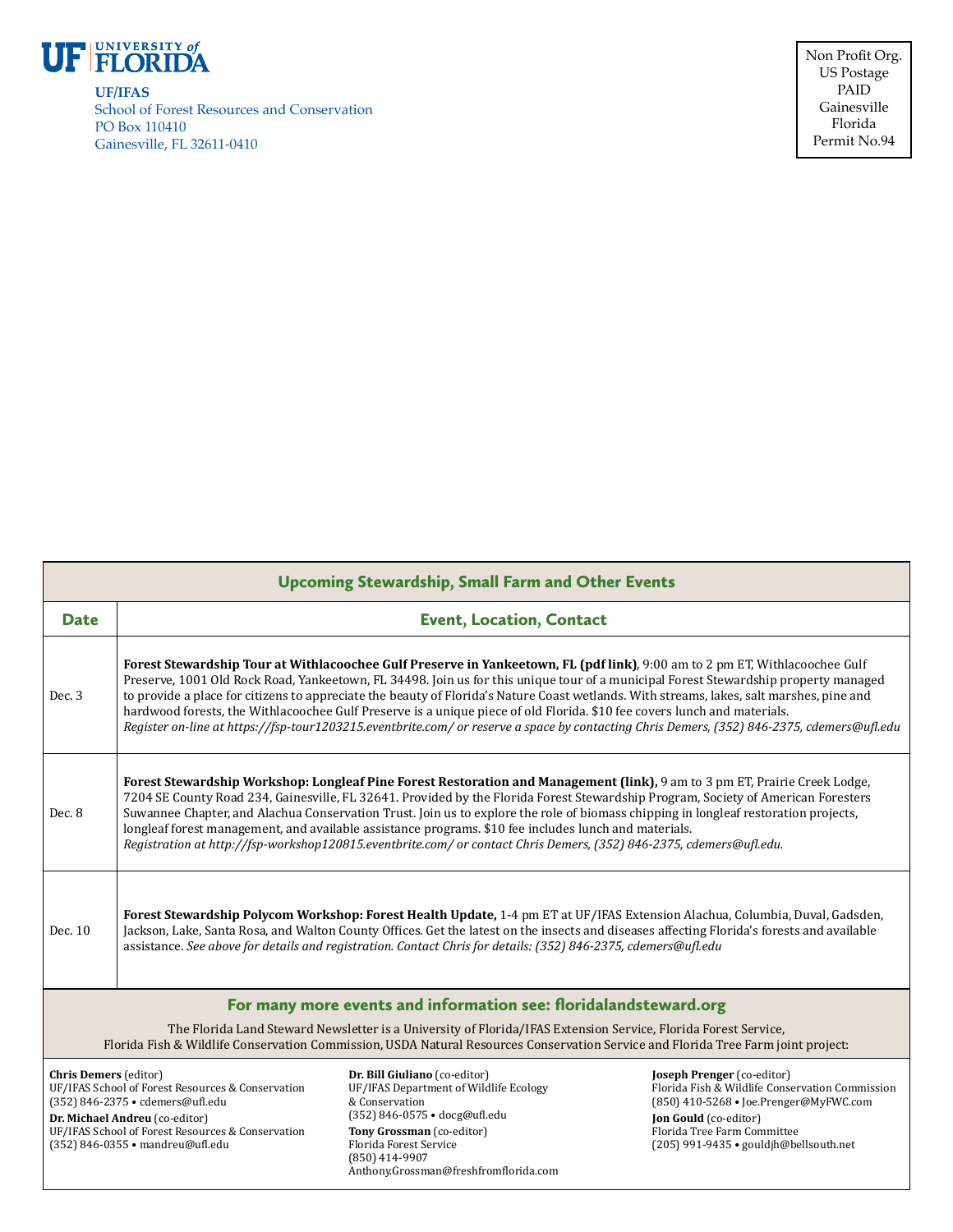UF | UNIVERSITY of FLORIDA

**UF/IFAS**
School of Forest Resources and Conservation
PO Box 110410
Gainesville, FL 32611-0410

Non Profit Org.
US Postage
PAID
Gainesville
Florida
Permit No.94

## Upcoming Stewardship, Small Farm and Other Events

| Date | Event, Location, Contact |
|---|---|
| Dec. 3 | **Forest Stewardship Tour at Withlacoochee Gulf Preserve in Yankeetown, FL (pdf link)**, 9:00 am to 2 pm ET, Withlacoochee Gulf Preserve, 1001 Old Rock Road, Yankeetown, FL 34498. Join us for this unique tour of a municipal Forest Stewardship property managed to provide a place for citizens to appreciate the beauty of Florida's Nature Coast wetlands. With streams, lakes, salt marshes, pine and hardwood forests, the Withlacoochee Gulf Preserve is a unique piece of old Florida. $10 fee covers lunch and materials. *Register on-line at https://fsp-tour1203215.eventbrite.com/ or reserve a space by contacting Chris Demers, (352) 846-2375, cdemers@ufl.edu* |
| Dec. 8 | **Forest Stewardship Workshop: Longleaf Pine Forest Restoration and Management (link),** 9 am to 3 pm ET, Prairie Creek Lodge, 7204 SE County Road 234, Gainesville, FL 32641. Provided by the Florida Forest Stewardship Program, Society of American Foresters Suwannee Chapter, and Alachua Conservation Trust. Join us to explore the role of biomass chipping in longleaf restoration projects, longleaf forest management, and available assistance programs. $10 fee includes lunch and materials. *Registration at http://fsp-workshop120815.eventbrite.com/ or contact Chris Demers, (352) 846-2375, cdemers@ufl.edu.* |
| Dec. 10 | **Forest Stewardship Polycom Workshop: Forest Health Update,** 1-4 pm ET at UF/IFAS Extension Alachua, Columbia, Duval, Gadsden, Jackson, Lake, Santa Rosa, and Walton County Offices. Get the latest on the insects and diseases affecting Florida's forests and available assistance. *See above for details and registration. Contact Chris for details: (352) 846-2375, cdemers@ufl.edu* |

**For many more events and information see: floridalandsteward.org**

The Florida Land Steward Newsletter is a University of Florida/IFAS Extension Service, Florida Forest Service, Florida Fish & Wildlife Conservation Commission, USDA Natural Resources Conservation Service and Florida Tree Farm joint project:

**Chris Demers** (editor)
UF/IFAS School of Forest Resources & Conservation
(352) 846-2375 • cdemers@ufl.edu

**Dr. Michael Andreu** (co-editor)
UF/IFAS School of Forest Resources & Conservation
(352) 846-0355 • mandreu@ufl.edu

**Dr. Bill Giuliano** (co-editor)
UF/IFAS Department of Wildlife Ecology & Conservation
(352) 846-0575 • docg@ufl.edu

**Tony Grossman** (co-editor)
Florida Forest Service
(850) 414-9907
Anthony.Grossman@freshfromflorida.com

**Joseph Prenger** (co-editor)
Florida Fish & Wildlife Conservation Commission
(850) 410-5268 • Joe.Prenger@MyFWC.com

**Jon Gould** (co-editor)
Florida Tree Farm Committee
(205) 991-9435 • gouldjh@bellsouth.net